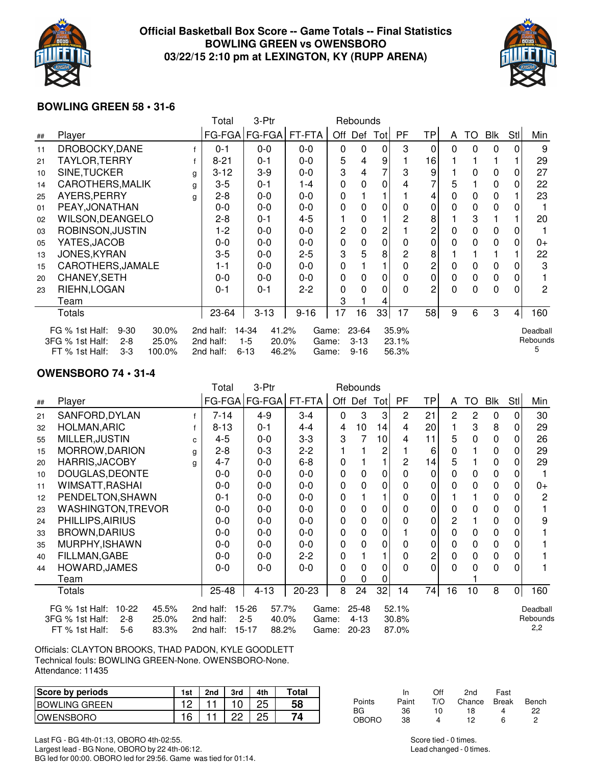# Official Basketball Box Score -- Game Totals -- Final Statistics
## BOWLING GREEN vs OWENSBORO
## 03/22/15 2:10 pm at LEXINGTON, KY (RUPP ARENA)

### BOWLING GREEN 58 • 31-6

| ## | Player | | Total FG-FGA | 3-Ptr FG-FGA | FT-FTA | Off | Def | Tot | PF | TP | A | TO | Blk | Stl | Min |
|---|---|---|---|---|---|---|---|---|---|---|---|---|---|---|---|
| 11 | DROBOCKY,DANE | f | 0-1 | 0-0 | 0-0 | 0 | 0 | 0 | 3 | 0 | 0 | 0 | 0 | 0 | 9 |
| 21 | TAYLOR,TERRY | f | 8-21 | 0-1 | 0-0 | 5 | 4 | 9 | 1 | 16 | 1 | 1 | 1 | 1 | 29 |
| 10 | SINE,TUCKER | g | 3-12 | 3-9 | 0-0 | 3 | 4 | 7 | 3 | 9 | 1 | 0 | 0 | 0 | 27 |
| 14 | CAROTHERS,MALIK | g | 3-5 | 0-1 | 1-4 | 0 | 0 | 0 | 4 | 7 | 5 | 1 | 0 | 0 | 22 |
| 25 | AYERS,PERRY | g | 2-8 | 0-0 | 0-0 | 0 | 1 | 1 | 1 | 4 | 0 | 0 | 0 | 1 | 23 |
| 01 | PEAY,JONATHAN | | 0-0 | 0-0 | 0-0 | 0 | 0 | 0 | 0 | 0 | 0 | 0 | 0 | 0 | 1 |
| 02 | WILSON,DEANGELO | | 2-8 | 0-1 | 4-5 | 1 | 0 | 1 | 2 | 8 | 1 | 3 | 1 | 1 | 20 |
| 03 | ROBINSON,JUSTIN | | 1-2 | 0-0 | 0-0 | 2 | 0 | 2 | 1 | 2 | 0 | 0 | 0 | 0 | 1 |
| 05 | YATES,JACOB | | 0-0 | 0-0 | 0-0 | 0 | 0 | 0 | 0 | 0 | 0 | 0 | 0 | 0 | 0+ |
| 13 | JONES,KYRAN | | 3-5 | 0-0 | 2-5 | 3 | 5 | 8 | 2 | 8 | 1 | 1 | 1 | 1 | 22 |
| 15 | CAROTHERS,JAMALE | | 1-1 | 0-0 | 0-0 | 0 | 1 | 1 | 0 | 2 | 0 | 0 | 0 | 0 | 3 |
| 20 | CHANEY,SETH | | 0-0 | 0-0 | 0-0 | 0 | 0 | 0 | 0 | 0 | 0 | 0 | 0 | 0 | 1 |
| 23 | RIEHN,LOGAN | | 0-1 | 0-1 | 2-2 | 0 | 0 | 0 | 0 | 2 | 0 | 0 | 0 | 0 | 2 |
| | Team | | | | | 3 | 1 | 4 | | | | | | | |
| | Totals | | 23-64 | 3-13 | 9-16 | 17 | 16 | 33 | 17 | 58 | 9 | 6 | 3 | 4 | 160 |

| | 1st Half | | 2nd half | | Game | |
|---|---|---|---|---|---|---|
| FG % | 9-30 | 30.0% | 14-34 | 41.2% | 23-64 | 35.9% |
| 3FG % | 2-8 | 25.0% | 1-5 | 20.0% | 3-13 | 23.1% |
| FT % | 3-3 | 100.0% | 6-13 | 46.2% | 9-16 | 56.3% |

Deadball Rebounds: 5

### OWENSBORO 74 • 31-4

| ## | Player | | Total FG-FGA | 3-Ptr FG-FGA | FT-FTA | Off | Def | Tot | PF | TP | A | TO | Blk | Stl | Min |
|---|---|---|---|---|---|---|---|---|---|---|---|---|---|---|---|
| 21 | SANFORD,DYLAN | f | 7-14 | 4-9 | 3-4 | 0 | 3 | 3 | 2 | 21 | 2 | 2 | 0 | 0 | 30 |
| 32 | HOLMAN,ARIC | f | 8-13 | 0-1 | 4-4 | 4 | 10 | 14 | 4 | 20 | 1 | 3 | 8 | 0 | 29 |
| 55 | MILLER,JUSTIN | c | 4-5 | 0-0 | 3-3 | 3 | 7 | 10 | 4 | 11 | 5 | 0 | 0 | 0 | 26 |
| 15 | MORROW,DARION | g | 2-8 | 0-3 | 2-2 | 1 | 1 | 2 | 1 | 6 | 0 | 1 | 0 | 0 | 29 |
| 20 | HARRIS,JACOBY | g | 4-7 | 0-0 | 6-8 | 0 | 1 | 1 | 2 | 14 | 5 | 1 | 0 | 0 | 29 |
| 10 | DOUGLAS,DEONTE | | 0-0 | 0-0 | 0-0 | 0 | 0 | 0 | 0 | 0 | 0 | 0 | 0 | 0 | 1 |
| 11 | WIMSATT,RASHAI | | 0-0 | 0-0 | 0-0 | 0 | 0 | 0 | 0 | 0 | 0 | 0 | 0 | 0 | 0+ |
| 12 | PENDELTON,SHAWN | | 0-1 | 0-0 | 0-0 | 0 | 1 | 1 | 0 | 0 | 1 | 1 | 0 | 0 | 2 |
| 23 | WASHINGTON,TREVOR | | 0-0 | 0-0 | 0-0 | 0 | 0 | 0 | 0 | 0 | 0 | 0 | 0 | 0 | 1 |
| 24 | PHILLIPS,AIRIUS | | 0-0 | 0-0 | 0-0 | 0 | 0 | 0 | 0 | 0 | 2 | 1 | 0 | 0 | 9 |
| 33 | BROWN,DARIUS | | 0-0 | 0-0 | 0-0 | 0 | 0 | 0 | 1 | 0 | 0 | 0 | 0 | 0 | 1 |
| 35 | MURPHY,ISHAWN | | 0-0 | 0-0 | 0-0 | 0 | 0 | 0 | 0 | 0 | 0 | 0 | 0 | 0 | 1 |
| 40 | FILLMAN,GABE | | 0-0 | 0-0 | 2-2 | 0 | 1 | 1 | 0 | 2 | 0 | 0 | 0 | 0 | 1 |
| 44 | HOWARD,JAMES | | 0-0 | 0-0 | 0-0 | 0 | 0 | 0 | 0 | 0 | 0 | 0 | 0 | 0 | 1 |
| | Team | | | | | 0 | 0 | 0 | | | | 1 | | | |
| | Totals | | 25-48 | 4-13 | 20-23 | 8 | 24 | 32 | 14 | 74 | 16 | 10 | 8 | 0 | 160 |

| | 1st Half | | 2nd half | | Game | |
|---|---|---|---|---|---|---|
| FG % | 10-22 | 45.5% | 15-26 | 57.7% | 25-48 | 52.1% |
| 3FG % | 2-8 | 25.0% | 2-5 | 40.0% | 4-13 | 30.8% |
| FT % | 5-6 | 83.3% | 15-17 | 88.2% | 20-23 | 87.0% |

Deadball Rebounds: 2,2

Officials: CLAYTON BROOKS, THAD PADON, KYLE GOODLETT
Technical fouls: BOWLING GREEN-None. OWENSBORO-None.
Attendance: 11435

| Score by periods | 1st | 2nd | 3rd | 4th | Total |
|---|---|---|---|---|---|
| BOWLING GREEN | 12 | 11 | 10 | 25 | 58 |
| OWENSBORO | 16 | 11 | 22 | 25 | 74 |

| Points | In Paint | Off T/O | 2nd Chance | Fast Break | Bench |
|---|---|---|---|---|---|
| BG | 36 | 10 | 18 | 4 | 22 |
| OBORO | 38 | 4 | 12 | 6 | 2 |

Last FG - BG 4th-01:13, OBORO 4th-02:55.
Largest lead - BG None, OBORO by 22 4th-06:12.
BG led for 00:00. OBORO led for 29:56. Game was tied for 01:14.

Score tied - 0 times.
Lead changed - 0 times.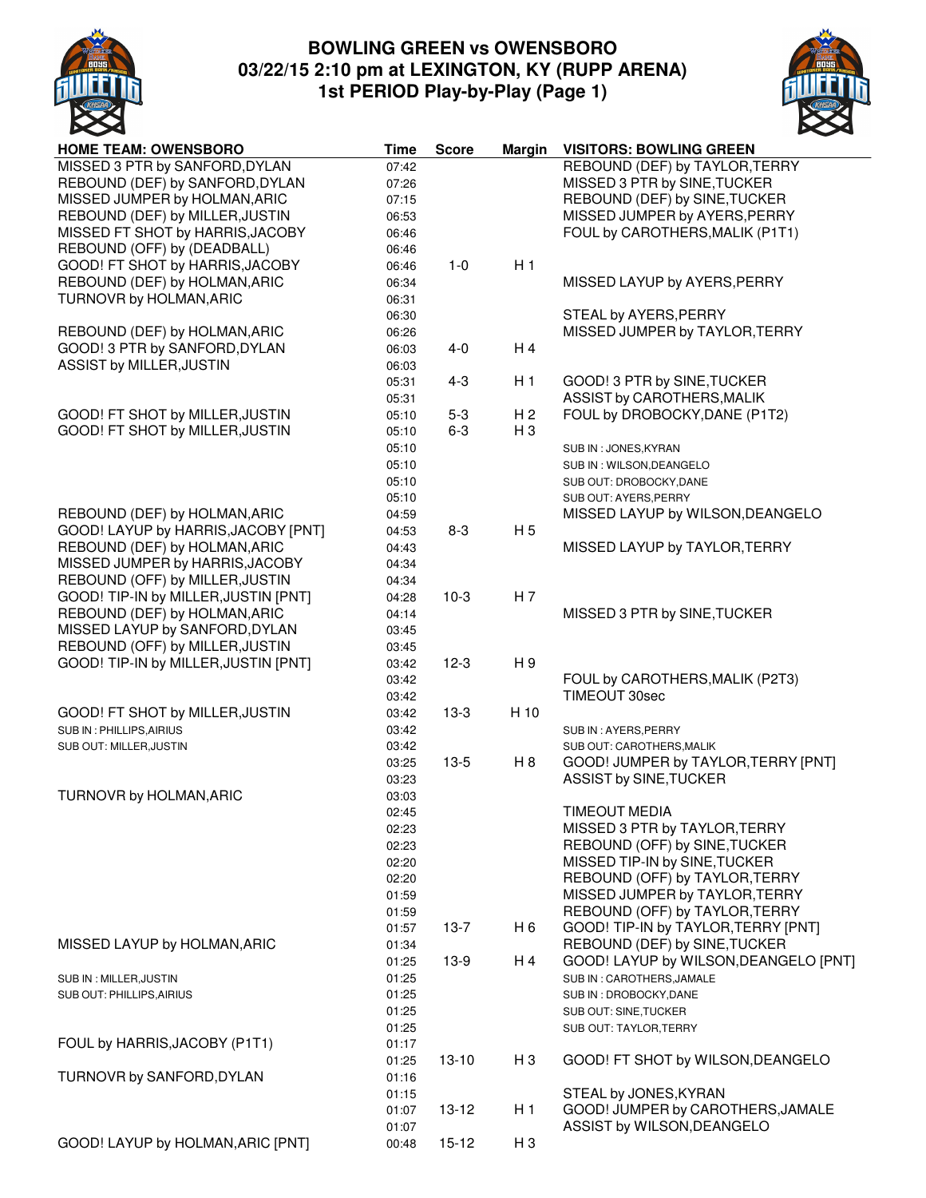# BOWLING GREEN vs OWENSBORO
## 03/22/15 2:10 pm at LEXINGTON, KY (RUPP ARENA)
### 1st PERIOD Play-by-Play (Page 1)

| HOME TEAM: OWENSBORO | Time | Score | Margin | VISITORS: BOWLING GREEN |
|---|---|---|---|---|
| MISSED 3 PTR by SANFORD,DYLAN | 07:42 | | | REBOUND (DEF) by TAYLOR,TERRY |
| REBOUND (DEF) by SANFORD,DYLAN | 07:26 | | | MISSED 3 PTR by SINE,TUCKER |
| MISSED JUMPER by HOLMAN,ARIC | 07:15 | | | REBOUND (DEF) by SINE,TUCKER |
| REBOUND (DEF) by MILLER,JUSTIN | 06:53 | | | MISSED JUMPER by AYERS,PERRY |
| MISSED FT SHOT by HARRIS,JACOBY | 06:46 | | | FOUL by CAROTHERS,MALIK (P1T1) |
| REBOUND (OFF) by (DEADBALL) | 06:46 | | | |
| GOOD! FT SHOT by HARRIS,JACOBY | 06:46 | 1-0 | H 1 | |
| REBOUND (DEF) by HOLMAN,ARIC | 06:34 | | | MISSED LAYUP by AYERS,PERRY |
| TURNOVR by HOLMAN,ARIC | 06:31 | | | |
| | 06:30 | | | STEAL by AYERS,PERRY |
| REBOUND (DEF) by HOLMAN,ARIC | 06:26 | | | MISSED JUMPER by TAYLOR,TERRY |
| GOOD! 3 PTR by SANFORD,DYLAN | 06:03 | 4-0 | H 4 | |
| ASSIST by MILLER,JUSTIN | 06:03 | | | |
| | 05:31 | 4-3 | H 1 | GOOD! 3 PTR by SINE,TUCKER |
| | 05:31 | | | ASSIST by CAROTHERS,MALIK |
| GOOD! FT SHOT by MILLER,JUSTIN | 05:10 | 5-3 | H 2 | FOUL by DROBOCKY,DANE (P1T2) |
| GOOD! FT SHOT by MILLER,JUSTIN | 05:10 | 6-3 | H 3 | |
| | 05:10 | | | SUB IN : JONES,KYRAN |
| | 05:10 | | | SUB IN : WILSON,DEANGELO |
| | 05:10 | | | SUB OUT: DROBOCKY,DANE |
| | 05:10 | | | SUB OUT: AYERS,PERRY |
| REBOUND (DEF) by HOLMAN,ARIC | 04:59 | | | MISSED LAYUP by WILSON,DEANGELO |
| GOOD! LAYUP by HARRIS,JACOBY [PNT] | 04:53 | 8-3 | H 5 | |
| REBOUND (DEF) by HOLMAN,ARIC | 04:43 | | | MISSED LAYUP by TAYLOR,TERRY |
| MISSED JUMPER by HARRIS,JACOBY | 04:34 | | | |
| REBOUND (OFF) by MILLER,JUSTIN | 04:34 | | | |
| GOOD! TIP-IN by MILLER,JUSTIN [PNT] | 04:28 | 10-3 | H 7 | |
| REBOUND (DEF) by HOLMAN,ARIC | 04:14 | | | MISSED 3 PTR by SINE,TUCKER |
| MISSED LAYUP by SANFORD,DYLAN | 03:45 | | | |
| REBOUND (OFF) by MILLER,JUSTIN | 03:45 | | | |
| GOOD! TIP-IN by MILLER,JUSTIN [PNT] | 03:42 | 12-3 | H 9 | |
| | 03:42 | | | FOUL by CAROTHERS,MALIK (P2T3) |
| | 03:42 | | | TIMEOUT 30sec |
| GOOD! FT SHOT by MILLER,JUSTIN | 03:42 | 13-3 | H 10 | |
| SUB IN : PHILLIPS,AIRIUS | 03:42 | | | SUB IN : AYERS,PERRY |
| SUB OUT: MILLER,JUSTIN | 03:42 | | | SUB OUT: CAROTHERS,MALIK |
| | 03:25 | 13-5 | H 8 | GOOD! JUMPER by TAYLOR,TERRY [PNT] |
| | 03:23 | | | ASSIST by SINE,TUCKER |
| TURNOVR by HOLMAN,ARIC | 03:03 | | | |
| | 02:45 | | | TIMEOUT MEDIA |
| | 02:23 | | | MISSED 3 PTR by TAYLOR,TERRY |
| | 02:23 | | | REBOUND (OFF) by SINE,TUCKER |
| | 02:20 | | | MISSED TIP-IN by SINE,TUCKER |
| | 02:20 | | | REBOUND (OFF) by TAYLOR,TERRY |
| | 01:59 | | | MISSED JUMPER by TAYLOR,TERRY |
| | 01:59 | | | REBOUND (OFF) by TAYLOR,TERRY |
| | 01:57 | 13-7 | H 6 | GOOD! TIP-IN by TAYLOR,TERRY [PNT] |
| MISSED LAYUP by HOLMAN,ARIC | 01:34 | | | REBOUND (DEF) by SINE,TUCKER |
| | 01:25 | 13-9 | H 4 | GOOD! LAYUP by WILSON,DEANGELO [PNT] |
| SUB IN : MILLER,JUSTIN | 01:25 | | | SUB IN : CAROTHERS,JAMALE |
| SUB OUT: PHILLIPS,AIRIUS | 01:25 | | | SUB IN : DROBOCKY,DANE |
| | 01:25 | | | SUB OUT: SINE,TUCKER |
| | 01:25 | | | SUB OUT: TAYLOR,TERRY |
| FOUL by HARRIS,JACOBY (P1T1) | 01:17 | | | |
| | 01:25 | 13-10 | H 3 | GOOD! FT SHOT by WILSON,DEANGELO |
| TURNOVR by SANFORD,DYLAN | 01:16 | | | |
| | 01:15 | | | STEAL by JONES,KYRAN |
| | 01:07 | 13-12 | H 1 | GOOD! JUMPER by CAROTHERS,JAMALE |
| | 01:07 | | | ASSIST by WILSON,DEANGELO |
| GOOD! LAYUP by HOLMAN,ARIC [PNT] | 00:48 | 15-12 | H 3 | |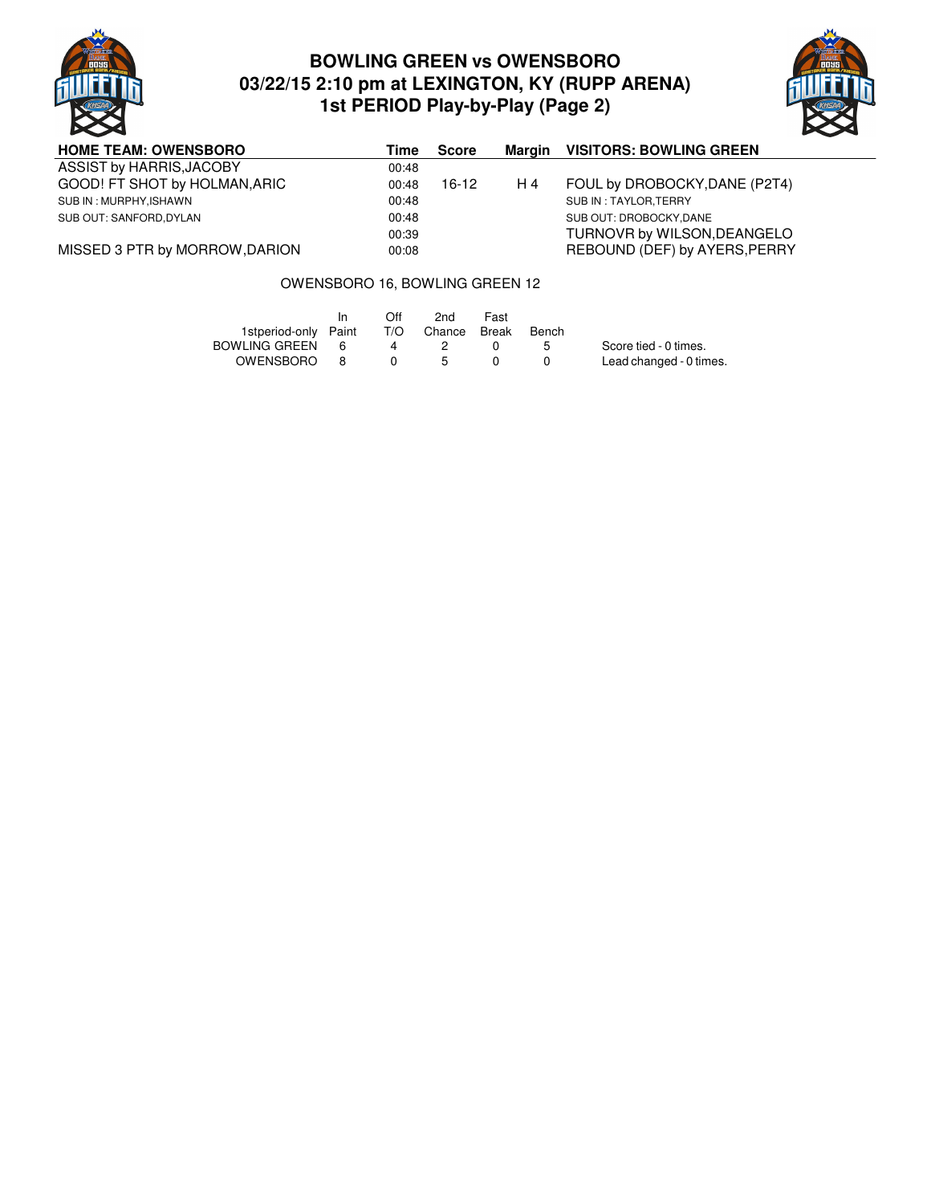# BOWLING GREEN vs OWENSBORO
## 03/22/15 2:10 pm at LEXINGTON, KY (RUPP ARENA)
## 1st PERIOD Play-by-Play (Page 2)

| HOME TEAM: OWENSBORO | Time | Score | Margin | VISITORS: BOWLING GREEN |
|---|---|---|---|---|
| ASSIST by HARRIS,JACOBY | 00:48 | | | |
| GOOD! FT SHOT by HOLMAN,ARIC | 00:48 | 16-12 | H 4 | FOUL by DROBOCKY,DANE (P2T4) |
| SUB IN : MURPHY,ISHAWN | 00:48 | | | SUB IN : TAYLOR,TERRY |
| SUB OUT: SANFORD,DYLAN | 00:48 | | | SUB OUT: DROBOCKY,DANE |
| | 00:39 | | | TURNOVR by WILSON,DEANGELO |
| MISSED 3 PTR by MORROW,DARION | 00:08 | | | REBOUND (DEF) by AYERS,PERRY |

OWENSBORO 16, BOWLING GREEN 12

| 1stperiod-only | In Paint | Off T/O | 2nd Chance | Fast Break | Bench |
|---|---|---|---|---|---|
| BOWLING GREEN | 6 | 4 | 2 | 0 | 5 |
| OWENSBORO | 8 | 0 | 5 | 0 | 0 |

Score tied - 0 times.
Lead changed - 0 times.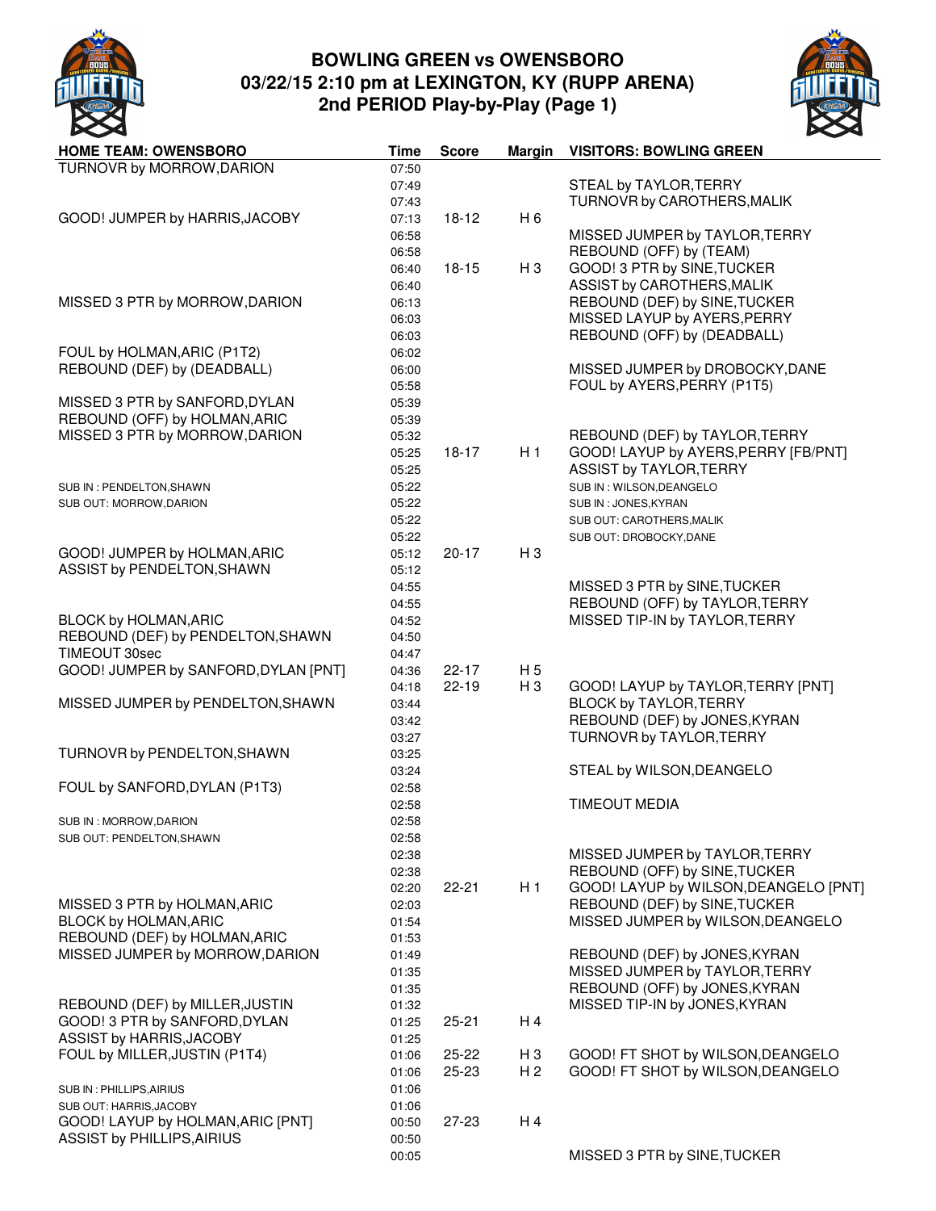# BOWLING GREEN vs OWENSBORO
## 03/22/15 2:10 pm at LEXINGTON, KY (RUPP ARENA)
## 2nd PERIOD Play-by-Play (Page 1)

| HOME TEAM: OWENSBORO | Time | Score | Margin | VISITORS: BOWLING GREEN |
|---|---|---|---|---|
| TURNOVR by MORROW,DARION | 07:50 | | | |
| | 07:49 | | | STEAL by TAYLOR,TERRY |
| | 07:43 | | | TURNOVR by CAROTHERS,MALIK |
| GOOD! JUMPER by HARRIS,JACOBY | 07:13 | 18-12 | H 6 | |
| | 06:58 | | | MISSED JUMPER by TAYLOR,TERRY |
| | 06:58 | | | REBOUND (OFF) by (TEAM) |
| | 06:40 | 18-15 | H 3 | GOOD! 3 PTR by SINE,TUCKER |
| | 06:40 | | | ASSIST by CAROTHERS,MALIK |
| MISSED 3 PTR by MORROW,DARION | 06:13 | | | REBOUND (DEF) by SINE,TUCKER |
| | 06:03 | | | MISSED LAYUP by AYERS,PERRY |
| | 06:03 | | | REBOUND (OFF) by (DEADBALL) |
| FOUL by HOLMAN,ARIC (P1T2) | 06:02 | | | |
| REBOUND (DEF) by (DEADBALL) | 06:00 | | | MISSED JUMPER by DROBOCKY,DANE |
| | 05:58 | | | FOUL by AYERS,PERRY (P1T5) |
| MISSED 3 PTR by SANFORD,DYLAN | 05:39 | | | |
| REBOUND (OFF) by HOLMAN,ARIC | 05:39 | | | |
| MISSED 3 PTR by MORROW,DARION | 05:32 | | | REBOUND (DEF) by TAYLOR,TERRY |
| | 05:25 | 18-17 | H 1 | GOOD! LAYUP by AYERS,PERRY [FB/PNT] |
| | 05:25 | | | ASSIST by TAYLOR,TERRY |
| SUB IN : PENDELTON,SHAWN | 05:22 | | | SUB IN : WILSON,DEANGELO |
| SUB OUT: MORROW,DARION | 05:22 | | | SUB IN : JONES,KYRAN |
| | 05:22 | | | SUB OUT: CAROTHERS,MALIK |
| | 05:22 | | | SUB OUT: DROBOCKY,DANE |
| GOOD! JUMPER by HOLMAN,ARIC | 05:12 | 20-17 | H 3 | |
| ASSIST by PENDELTON,SHAWN | 05:12 | | | |
| | 04:55 | | | MISSED 3 PTR by SINE,TUCKER |
| | 04:55 | | | REBOUND (OFF) by TAYLOR,TERRY |
| BLOCK by HOLMAN,ARIC | 04:52 | | | MISSED TIP-IN by TAYLOR,TERRY |
| REBOUND (DEF) by PENDELTON,SHAWN | 04:50 | | | |
| TIMEOUT 30sec | 04:47 | | | |
| GOOD! JUMPER by SANFORD,DYLAN [PNT] | 04:36 | 22-17 | H 5 | |
| | 04:18 | 22-19 | H 3 | GOOD! LAYUP by TAYLOR,TERRY [PNT] |
| MISSED JUMPER by PENDELTON,SHAWN | 03:44 | | | BLOCK by TAYLOR,TERRY |
| | 03:42 | | | REBOUND (DEF) by JONES,KYRAN |
| | 03:27 | | | TURNOVR by TAYLOR,TERRY |
| TURNOVR by PENDELTON,SHAWN | 03:25 | | | |
| | 03:24 | | | STEAL by WILSON,DEANGELO |
| FOUL by SANFORD,DYLAN (P1T3) | 02:58 | | | |
| | 02:58 | | | TIMEOUT MEDIA |
| SUB IN : MORROW,DARION | 02:58 | | | |
| SUB OUT: PENDELTON,SHAWN | 02:58 | | | |
| | 02:38 | | | MISSED JUMPER by TAYLOR,TERRY |
| | 02:38 | | | REBOUND (OFF) by SINE,TUCKER |
| | 02:20 | 22-21 | H 1 | GOOD! LAYUP by WILSON,DEANGELO [PNT] |
| MISSED 3 PTR by HOLMAN,ARIC | 02:03 | | | REBOUND (DEF) by SINE,TUCKER |
| BLOCK by HOLMAN,ARIC | 01:54 | | | MISSED JUMPER by WILSON,DEANGELO |
| REBOUND (DEF) by HOLMAN,ARIC | 01:53 | | | |
| MISSED JUMPER by MORROW,DARION | 01:49 | | | REBOUND (DEF) by JONES,KYRAN |
| | 01:35 | | | MISSED JUMPER by TAYLOR,TERRY |
| | 01:35 | | | REBOUND (OFF) by JONES,KYRAN |
| REBOUND (DEF) by MILLER,JUSTIN | 01:32 | | | MISSED TIP-IN by JONES,KYRAN |
| GOOD! 3 PTR by SANFORD,DYLAN | 01:25 | 25-21 | H 4 | |
| ASSIST by HARRIS,JACOBY | 01:25 | | | |
| FOUL by MILLER,JUSTIN (P1T4) | 01:06 | 25-22 | H 3 | GOOD! FT SHOT by WILSON,DEANGELO |
| | 01:06 | 25-23 | H 2 | GOOD! FT SHOT by WILSON,DEANGELO |
| SUB IN : PHILLIPS,AIRIUS | 01:06 | | | |
| SUB OUT: HARRIS,JACOBY | 01:06 | | | |
| GOOD! LAYUP by HOLMAN,ARIC [PNT] | 00:50 | 27-23 | H 4 | |
| ASSIST by PHILLIPS,AIRIUS | 00:50 | | | |
| | 00:05 | | | MISSED 3 PTR by SINE,TUCKER |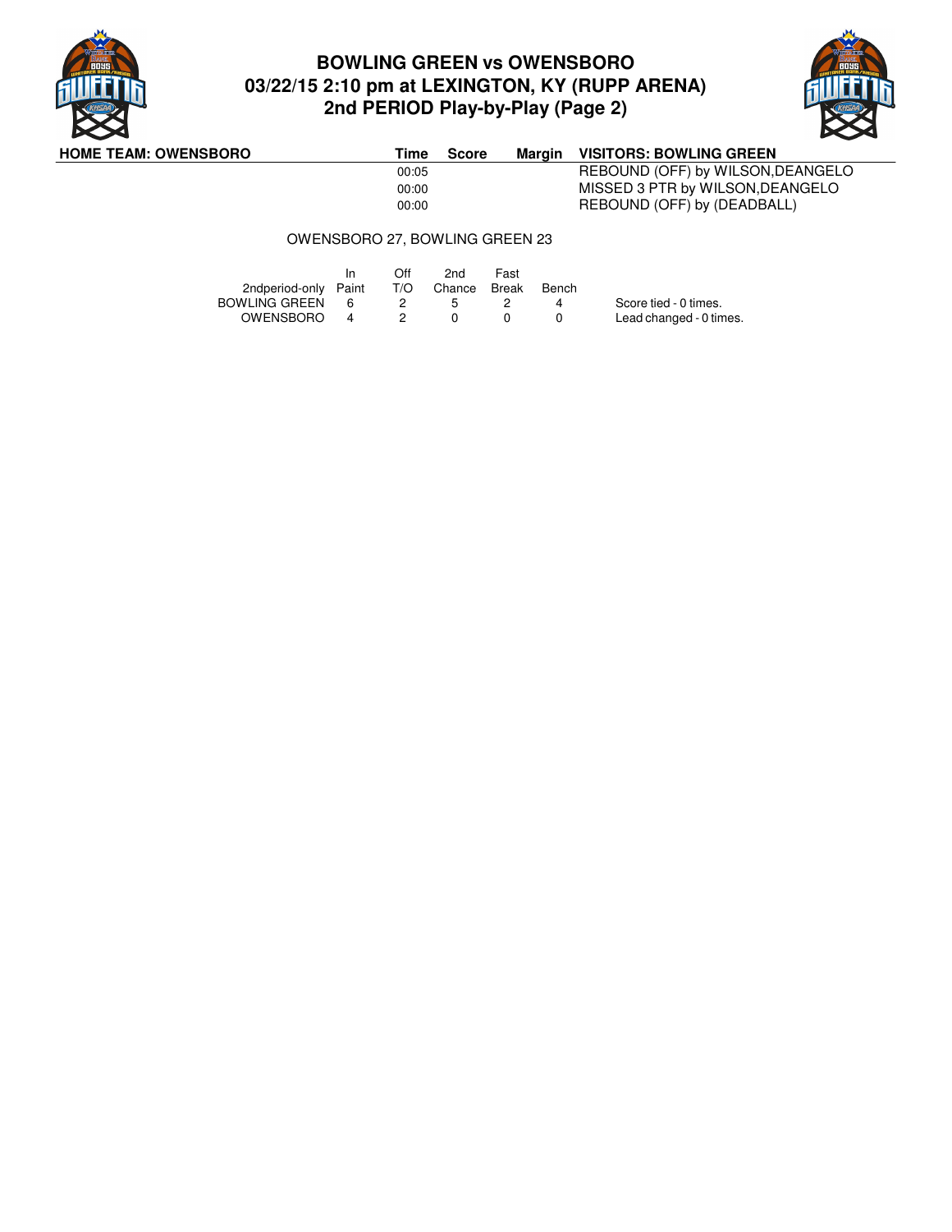# BOWLING GREEN vs OWENSBORO
## 03/22/15 2:10 pm at LEXINGTON, KY (RUPP ARENA)
## 2nd PERIOD Play-by-Play (Page 2)

| HOME TEAM: OWENSBORO | Time | Score | Margin | VISITORS: BOWLING GREEN |
|---|---|---|---|---|
| | 00:05 | | | REBOUND (OFF) by WILSON,DEANGELO |
| | 00:00 | | | MISSED 3 PTR by WILSON,DEANGELO |
| | 00:00 | | | REBOUND (OFF) by (DEADBALL) |

OWENSBORO 27, BOWLING GREEN 23

| 2ndperiod-only | In Paint | Off T/O | 2nd Chance | Fast Break | Bench |
|---|---|---|---|---|---|
| BOWLING GREEN | 6 | 2 | 5 | 2 | 4 |
| OWENSBORO | 4 | 2 | 0 | 0 | 0 |

Score tied - 0 times.
Lead changed - 0 times.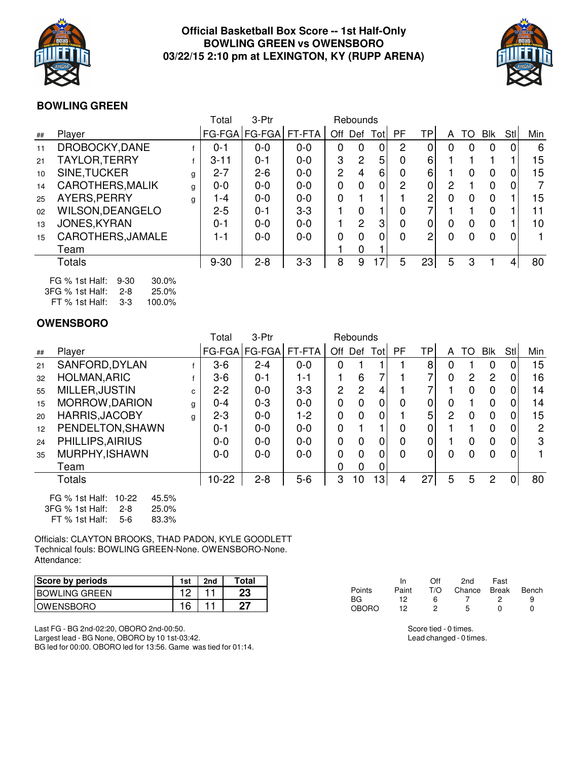# Official Basketball Box Score -- 1st Half-Only
## BOWLING GREEN vs OWENSBORO
### 03/22/15 2:10 pm at LEXINGTON, KY (RUPP ARENA)

**BOWLING GREEN**

| ## | Player | | Total FG-FGA | 3-Ptr FG-FGA | FT-FTA | Rebounds Off | Def | Tot | PF | TP | A | TO | Blk | Stl | Min |
|---|---|---|---|---|---|---|---|---|---|---|---|---|---|---|---|
| 11 | DROBOCKY,DANE | f | 0-1 | 0-0 | 0-0 | 0 | 0 | 0 | 2 | 0 | 0 | 0 | 0 | 0 | 6 |
| 21 | TAYLOR,TERRY | f | 3-11 | 0-1 | 0-0 | 3 | 2 | 5 | 0 | 6 | 1 | 1 | 1 | 1 | 15 |
| 10 | SINE,TUCKER | g | 2-7 | 2-6 | 0-0 | 2 | 4 | 6 | 0 | 6 | 1 | 0 | 0 | 0 | 15 |
| 14 | CAROTHERS,MALIK | g | 0-0 | 0-0 | 0-0 | 0 | 0 | 0 | 2 | 0 | 2 | 1 | 0 | 0 | 7 |
| 25 | AYERS,PERRY | g | 1-4 | 0-0 | 0-0 | 0 | 1 | 1 | 1 | 2 | 0 | 0 | 0 | 1 | 15 |
| 02 | WILSON,DEANGELO | | 2-5 | 0-1 | 3-3 | 1 | 0 | 1 | 0 | 7 | 1 | 1 | 0 | 1 | 11 |
| 13 | JONES,KYRAN | | 0-1 | 0-0 | 0-0 | 1 | 2 | 3 | 0 | 0 | 0 | 0 | 0 | 1 | 10 |
| 15 | CAROTHERS,JAMALE | | 1-1 | 0-0 | 0-0 | 0 | 0 | 0 | 0 | 2 | 0 | 0 | 0 | 0 | 1 |
| | Team | | | | | 1 | 0 | 1 | | | | | | | |
| | Totals | | 9-30 | 2-8 | 3-3 | 8 | 9 | 17 | 5 | 23 | 5 | 3 | 1 | 4 | 80 |

FG % 1st Half: 9-30 30.0%
3FG % 1st Half: 2-8 25.0%
FT % 1st Half: 3-3 100.0%

**OWENSBORO**

| ## | Player | | Total FG-FGA | 3-Ptr FG-FGA | FT-FTA | Rebounds Off | Def | Tot | PF | TP | A | TO | Blk | Stl | Min |
|---|---|---|---|---|---|---|---|---|---|---|---|---|---|---|---|
| 21 | SANFORD,DYLAN | f | 3-6 | 2-4 | 0-0 | 0 | 1 | 1 | 1 | 8 | 0 | 1 | 0 | 0 | 15 |
| 32 | HOLMAN,ARIC | f | 3-6 | 0-1 | 1-1 | 1 | 6 | 7 | 1 | 7 | 0 | 2 | 2 | 0 | 16 |
| 55 | MILLER,JUSTIN | c | 2-2 | 0-0 | 3-3 | 2 | 2 | 4 | 1 | 7 | 1 | 0 | 0 | 0 | 14 |
| 15 | MORROW,DARION | g | 0-4 | 0-3 | 0-0 | 0 | 0 | 0 | 0 | 0 | 0 | 1 | 0 | 0 | 14 |
| 20 | HARRIS,JACOBY | g | 2-3 | 0-0 | 1-2 | 0 | 0 | 0 | 1 | 5 | 2 | 0 | 0 | 0 | 15 |
| 12 | PENDELTON,SHAWN | | 0-1 | 0-0 | 0-0 | 0 | 1 | 1 | 0 | 0 | 1 | 1 | 0 | 0 | 2 |
| 24 | PHILLIPS,AIRIUS | | 0-0 | 0-0 | 0-0 | 0 | 0 | 0 | 0 | 0 | 1 | 0 | 0 | 0 | 3 |
| 35 | MURPHY,ISHAWN | | 0-0 | 0-0 | 0-0 | 0 | 0 | 0 | 0 | 0 | 0 | 0 | 0 | 0 | 1 |
| | Team | | | | | 0 | 0 | 0 | | | | | | | |
| | Totals | | 10-22 | 2-8 | 5-6 | 3 | 10 | 13 | 4 | 27 | 5 | 5 | 2 | 0 | 80 |

FG % 1st Half: 10-22 45.5%
3FG % 1st Half: 2-8 25.0%
FT % 1st Half: 5-6 83.3%

Officials: CLAYTON BROOKS, THAD PADON, KYLE GOODLETT
Technical fouls: BOWLING GREEN-None. OWENSBORO-None.
Attendance:

| Score by periods | 1st | 2nd | Total |
|---|---|---|---|
| BOWLING GREEN | 12 | 11 | 23 |
| OWENSBORO | 16 | 11 | 27 |

| Points | In Paint | Off T/O | 2nd Chance | Fast Break | Bench |
|---|---|---|---|---|---|
| BG | 12 | 6 | 7 | 2 | 9 |
| OBORO | 12 | 2 | 5 | 0 | 0 |

Last FG - BG 2nd-02:20, OBORO 2nd-00:50.
Largest lead - BG None, OBORO by 10 1st-03:42.
BG led for 00:00. OBORO led for 13:56. Game was tied for 01:14.

Score tied - 0 times.
Lead changed - 0 times.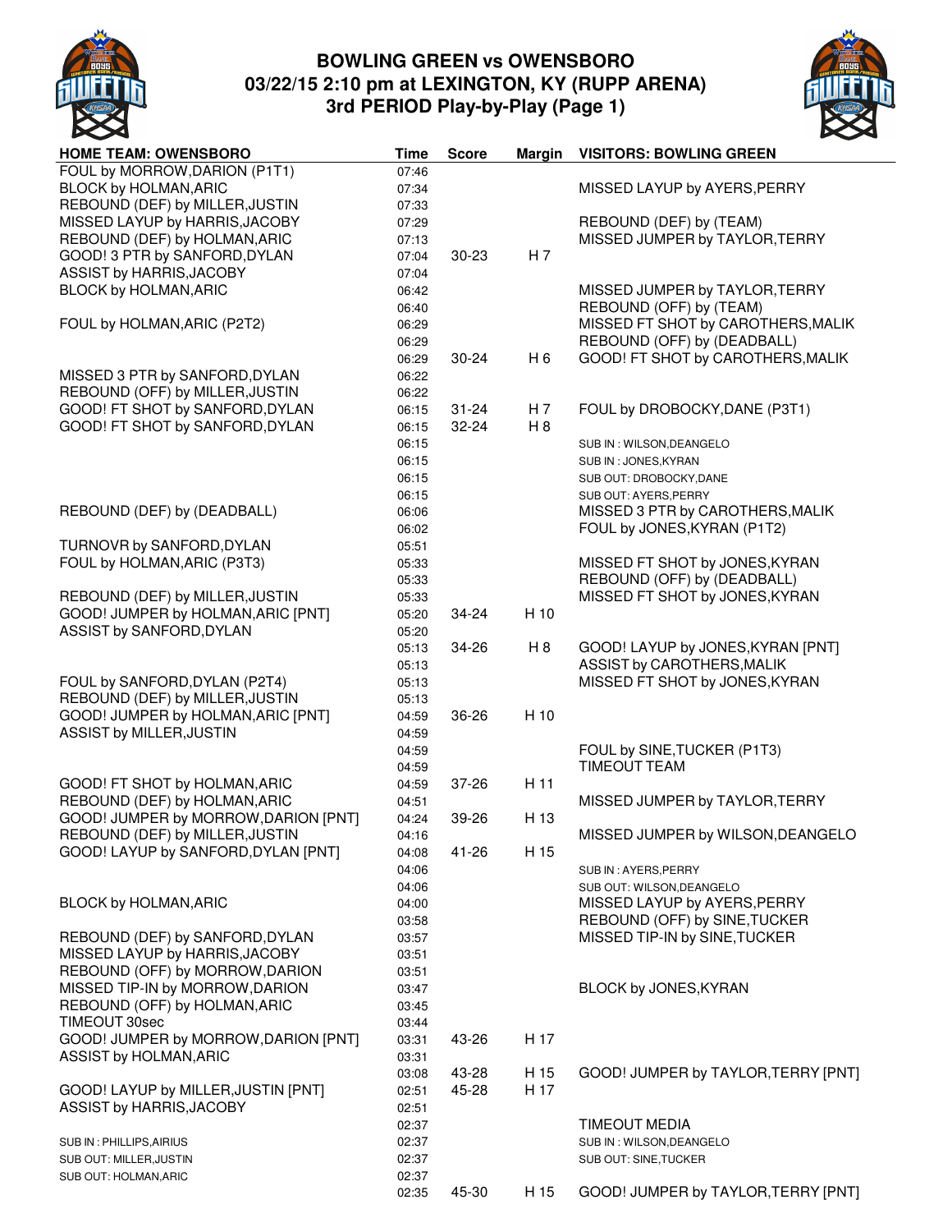# BOWLING GREEN vs OWENSBORO
## 03/22/15 2:10 pm at LEXINGTON, KY (RUPP ARENA)
### 3rd PERIOD Play-by-Play (Page 1)

| HOME TEAM: OWENSBORO | Time | Score | Margin | VISITORS: BOWLING GREEN |
|---|---|---|---|---|
| FOUL by MORROW,DARION (P1T1) | 07:46 | | | |
| BLOCK by HOLMAN,ARIC | 07:34 | | | MISSED LAYUP by AYERS,PERRY |
| REBOUND (DEF) by MILLER,JUSTIN | 07:33 | | | |
| MISSED LAYUP by HARRIS,JACOBY | 07:29 | | | REBOUND (DEF) by (TEAM) |
| REBOUND (DEF) by HOLMAN,ARIC | 07:13 | | | MISSED JUMPER by TAYLOR,TERRY |
| GOOD! 3 PTR by SANFORD,DYLAN | 07:04 | 30-23 | H 7 | |
| ASSIST by HARRIS,JACOBY | 07:04 | | | |
| BLOCK by HOLMAN,ARIC | 06:42 | | | MISSED JUMPER by TAYLOR,TERRY |
| | 06:40 | | | REBOUND (OFF) by (TEAM) |
| FOUL by HOLMAN,ARIC (P2T2) | 06:29 | | | MISSED FT SHOT by CAROTHERS,MALIK |
| | 06:29 | | | REBOUND (OFF) by (DEADBALL) |
| | 06:29 | 30-24 | H 6 | GOOD! FT SHOT by CAROTHERS,MALIK |
| MISSED 3 PTR by SANFORD,DYLAN | 06:22 | | | |
| REBOUND (OFF) by MILLER,JUSTIN | 06:22 | | | |
| GOOD! FT SHOT by SANFORD,DYLAN | 06:15 | 31-24 | H 7 | FOUL by DROBOCKY,DANE (P3T1) |
| GOOD! FT SHOT by SANFORD,DYLAN | 06:15 | 32-24 | H 8 | |
| | 06:15 | | | SUB IN : WILSON,DEANGELO |
| | 06:15 | | | SUB IN : JONES,KYRAN |
| | 06:15 | | | SUB OUT: DROBOCKY,DANE |
| | 06:15 | | | SUB OUT: AYERS,PERRY |
| REBOUND (DEF) by (DEADBALL) | 06:06 | | | MISSED 3 PTR by CAROTHERS,MALIK |
| | 06:02 | | | FOUL by JONES,KYRAN (P1T2) |
| TURNOVR by SANFORD,DYLAN | 05:51 | | | |
| FOUL by HOLMAN,ARIC (P3T3) | 05:33 | | | MISSED FT SHOT by JONES,KYRAN |
| | 05:33 | | | REBOUND (OFF) by (DEADBALL) |
| REBOUND (DEF) by MILLER,JUSTIN | 05:33 | | | MISSED FT SHOT by JONES,KYRAN |
| GOOD! JUMPER by HOLMAN,ARIC [PNT] | 05:20 | 34-24 | H 10 | |
| ASSIST by SANFORD,DYLAN | 05:20 | | | |
| | 05:13 | 34-26 | H 8 | GOOD! LAYUP by JONES,KYRAN [PNT] |
| | 05:13 | | | ASSIST by CAROTHERS,MALIK |
| FOUL by SANFORD,DYLAN (P2T4) | 05:13 | | | MISSED FT SHOT by JONES,KYRAN |
| REBOUND (DEF) by MILLER,JUSTIN | 05:13 | | | |
| GOOD! JUMPER by HOLMAN,ARIC [PNT] | 04:59 | 36-26 | H 10 | |
| ASSIST by MILLER,JUSTIN | 04:59 | | | |
| | 04:59 | | | FOUL by SINE,TUCKER (P1T3) |
| | 04:59 | | | TIMEOUT TEAM |
| GOOD! FT SHOT by HOLMAN,ARIC | 04:59 | 37-26 | H 11 | |
| REBOUND (DEF) by HOLMAN,ARIC | 04:51 | | | MISSED JUMPER by TAYLOR,TERRY |
| GOOD! JUMPER by MORROW,DARION [PNT] | 04:24 | 39-26 | H 13 | |
| REBOUND (DEF) by MILLER,JUSTIN | 04:16 | | | MISSED JUMPER by WILSON,DEANGELO |
| GOOD! LAYUP by SANFORD,DYLAN [PNT] | 04:08 | 41-26 | H 15 | |
| | 04:06 | | | SUB IN : AYERS,PERRY |
| | 04:06 | | | SUB OUT: WILSON,DEANGELO |
| BLOCK by HOLMAN,ARIC | 04:00 | | | MISSED LAYUP by AYERS,PERRY |
| | 03:58 | | | REBOUND (OFF) by SINE,TUCKER |
| REBOUND (DEF) by SANFORD,DYLAN | 03:57 | | | MISSED TIP-IN by SINE,TUCKER |
| MISSED LAYUP by HARRIS,JACOBY | 03:51 | | | |
| REBOUND (OFF) by MORROW,DARION | 03:51 | | | |
| MISSED TIP-IN by MORROW,DARION | 03:47 | | | BLOCK by JONES,KYRAN |
| REBOUND (OFF) by HOLMAN,ARIC | 03:45 | | | |
| TIMEOUT 30sec | 03:44 | | | |
| GOOD! JUMPER by MORROW,DARION [PNT] | 03:31 | 43-26 | H 17 | |
| ASSIST by HOLMAN,ARIC | 03:31 | | | |
| | 03:08 | 43-28 | H 15 | GOOD! JUMPER by TAYLOR,TERRY [PNT] |
| GOOD! LAYUP by MILLER,JUSTIN [PNT] | 02:51 | 45-28 | H 17 | |
| ASSIST by HARRIS,JACOBY | 02:51 | | | |
| | 02:37 | | | TIMEOUT MEDIA |
| SUB IN : PHILLIPS,AIRIUS | 02:37 | | | SUB IN : WILSON,DEANGELO |
| SUB OUT: MILLER,JUSTIN | 02:37 | | | SUB OUT: SINE,TUCKER |
| SUB OUT: HOLMAN,ARIC | 02:37 | | | |
| | 02:35 | 45-30 | H 15 | GOOD! JUMPER by TAYLOR,TERRY [PNT] |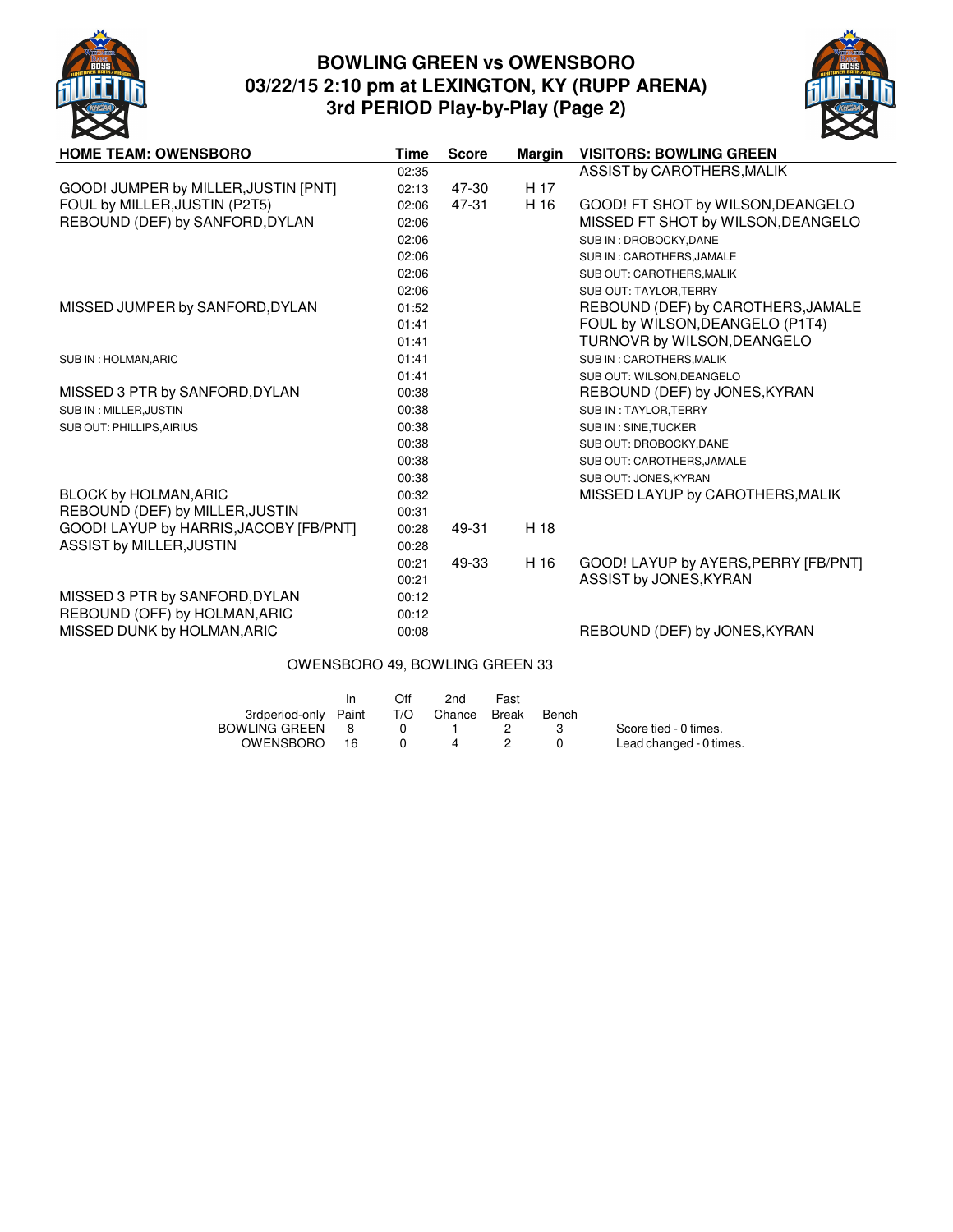# BOWLING GREEN vs OWENSBORO
## 03/22/15 2:10 pm at LEXINGTON, KY (RUPP ARENA)
## 3rd PERIOD Play-by-Play (Page 2)

| HOME TEAM: OWENSBORO | Time | Score | Margin | VISITORS: BOWLING GREEN |
|---|---|---|---|---|
| | 02:35 | | | ASSIST by CAROTHERS,MALIK |
| GOOD! JUMPER by MILLER,JUSTIN [PNT] | 02:13 | 47-30 | H 17 | |
| FOUL by MILLER,JUSTIN (P2T5) | 02:06 | 47-31 | H 16 | GOOD! FT SHOT by WILSON,DEANGELO |
| REBOUND (DEF) by SANFORD,DYLAN | 02:06 | | | MISSED FT SHOT by WILSON,DEANGELO |
| | 02:06 | | | SUB IN : DROBOCKY,DANE |
| | 02:06 | | | SUB IN : CAROTHERS,JAMALE |
| | 02:06 | | | SUB OUT: CAROTHERS,MALIK |
| | 02:06 | | | SUB OUT: TAYLOR,TERRY |
| MISSED JUMPER by SANFORD,DYLAN | 01:52 | | | REBOUND (DEF) by CAROTHERS,JAMALE |
| | 01:41 | | | FOUL by WILSON,DEANGELO (P1T4) |
| | 01:41 | | | TURNOVR by WILSON,DEANGELO |
| SUB IN : HOLMAN,ARIC | 01:41 | | | SUB IN : CAROTHERS,MALIK |
| | 01:41 | | | SUB OUT: WILSON,DEANGELO |
| MISSED 3 PTR by SANFORD,DYLAN | 00:38 | | | REBOUND (DEF) by JONES,KYRAN |
| SUB IN : MILLER,JUSTIN | 00:38 | | | SUB IN : TAYLOR,TERRY |
| SUB OUT: PHILLIPS,AIRIUS | 00:38 | | | SUB IN : SINE,TUCKER |
| | 00:38 | | | SUB OUT: DROBOCKY,DANE |
| | 00:38 | | | SUB OUT: CAROTHERS,JAMALE |
| | 00:38 | | | SUB OUT: JONES,KYRAN |
| BLOCK by HOLMAN,ARIC | 00:32 | | | MISSED LAYUP by CAROTHERS,MALIK |
| REBOUND (DEF) by MILLER,JUSTIN | 00:31 | | | |
| GOOD! LAYUP by HARRIS,JACOBY [FB/PNT] | 00:28 | 49-31 | H 18 | |
| ASSIST by MILLER,JUSTIN | 00:28 | | | |
| | 00:21 | 49-33 | H 16 | GOOD! LAYUP by AYERS,PERRY [FB/PNT] |
| | 00:21 | | | ASSIST by JONES,KYRAN |
| MISSED 3 PTR by SANFORD,DYLAN | 00:12 | | | |
| REBOUND (OFF) by HOLMAN,ARIC | 00:12 | | | |
| MISSED DUNK by HOLMAN,ARIC | 00:08 | | | REBOUND (DEF) by JONES,KYRAN |

OWENSBORO 49, BOWLING GREEN 33

| 3rdperiod-only | In Paint | Off T/O | 2nd Chance | Fast Break | Bench |
|---|---|---|---|---|---|
| BOWLING GREEN | 8 | 0 | 1 | 2 | 3 |
| OWENSBORO | 16 | 0 | 4 | 2 | 0 |

Score tied - 0 times.
Lead changed - 0 times.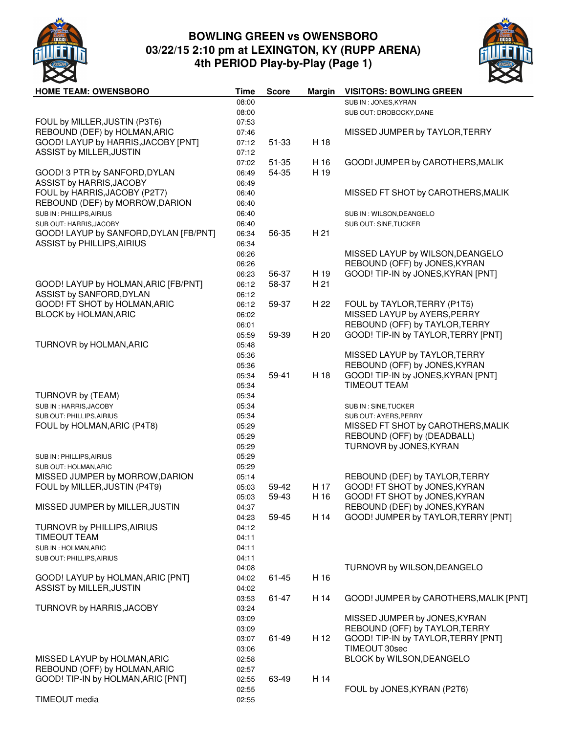# BOWLING GREEN vs OWENSBORO
## 03/22/15 2:10 pm at LEXINGTON, KY (RUPP ARENA)
## 4th PERIOD Play-by-Play (Page 1)

| HOME TEAM: OWENSBORO | Time | Score | Margin | VISITORS: BOWLING GREEN |
|---|---|---|---|---|
| | 08:00 | | | SUB IN : JONES,KYRAN |
| | 08:00 | | | SUB OUT: DROBOCKY,DANE |
| FOUL by MILLER,JUSTIN (P3T6) | 07:53 | | | |
| REBOUND (DEF) by HOLMAN,ARIC | 07:46 | | | MISSED JUMPER by TAYLOR,TERRY |
| GOOD! LAYUP by HARRIS,JACOBY [PNT] | 07:12 | 51-33 | H 18 | |
| ASSIST by MILLER,JUSTIN | 07:12 | | | |
| | 07:02 | 51-35 | H 16 | GOOD! JUMPER by CAROTHERS,MALIK |
| GOOD! 3 PTR by SANFORD,DYLAN | 06:49 | 54-35 | H 19 | |
| ASSIST by HARRIS,JACOBY | 06:49 | | | |
| FOUL by HARRIS,JACOBY (P2T7) | 06:40 | | | MISSED FT SHOT by CAROTHERS,MALIK |
| REBOUND (DEF) by MORROW,DARION | 06:40 | | | |
| SUB IN : PHILLIPS,AIRIUS | 06:40 | | | SUB IN : WILSON,DEANGELO |
| SUB OUT: HARRIS,JACOBY | 06:40 | | | SUB OUT: SINE,TUCKER |
| GOOD! LAYUP by SANFORD,DYLAN [FB/PNT] | 06:34 | 56-35 | H 21 | |
| ASSIST by PHILLIPS,AIRIUS | 06:34 | | | |
| | 06:26 | | | MISSED LAYUP by WILSON,DEANGELO |
| | 06:26 | | | REBOUND (OFF) by JONES,KYRAN |
| | 06:23 | 56-37 | H 19 | GOOD! TIP-IN by JONES,KYRAN [PNT] |
| GOOD! LAYUP by HOLMAN,ARIC [FB/PNT] | 06:12 | 58-37 | H 21 | |
| ASSIST by SANFORD,DYLAN | 06:12 | | | |
| GOOD! FT SHOT by HOLMAN,ARIC | 06:12 | 59-37 | H 22 | FOUL by TAYLOR,TERRY (P1T5) |
| BLOCK by HOLMAN,ARIC | 06:02 | | | MISSED LAYUP by AYERS,PERRY |
| | 06:01 | | | REBOUND (OFF) by TAYLOR,TERRY |
| | 05:59 | 59-39 | H 20 | GOOD! TIP-IN by TAYLOR,TERRY [PNT] |
| TURNOVR by HOLMAN,ARIC | 05:48 | | | |
| | 05:36 | | | MISSED LAYUP by TAYLOR,TERRY |
| | 05:36 | | | REBOUND (OFF) by JONES,KYRAN |
| | 05:34 | 59-41 | H 18 | GOOD! TIP-IN by JONES,KYRAN [PNT] |
| | 05:34 | | | TIMEOUT TEAM |
| TURNOVR by (TEAM) | 05:34 | | | |
| SUB IN : HARRIS,JACOBY | 05:34 | | | SUB IN : SINE,TUCKER |
| SUB OUT: PHILLIPS,AIRIUS | 05:34 | | | SUB OUT: AYERS,PERRY |
| FOUL by HOLMAN,ARIC (P4T8) | 05:29 | | | MISSED FT SHOT by CAROTHERS,MALIK |
| | 05:29 | | | REBOUND (OFF) by (DEADBALL) |
| | 05:29 | | | TURNOVR by JONES,KYRAN |
| SUB IN : PHILLIPS,AIRIUS | 05:29 | | | |
| SUB OUT: HOLMAN,ARIC | 05:29 | | | |
| MISSED JUMPER by MORROW,DARION | 05:14 | | | REBOUND (DEF) by TAYLOR,TERRY |
| FOUL by MILLER,JUSTIN (P4T9) | 05:03 | 59-42 | H 17 | GOOD! FT SHOT by JONES,KYRAN |
| | 05:03 | 59-43 | H 16 | GOOD! FT SHOT by JONES,KYRAN |
| MISSED JUMPER by MILLER,JUSTIN | 04:37 | | | REBOUND (DEF) by JONES,KYRAN |
| | 04:23 | 59-45 | H 14 | GOOD! JUMPER by TAYLOR,TERRY [PNT] |
| TURNOVR by PHILLIPS,AIRIUS | 04:12 | | | |
| TIMEOUT TEAM | 04:11 | | | |
| SUB IN : HOLMAN,ARIC | 04:11 | | | |
| SUB OUT: PHILLIPS,AIRIUS | 04:11 | | | |
| | 04:08 | | | TURNOVR by WILSON,DEANGELO |
| GOOD! LAYUP by HOLMAN,ARIC [PNT] | 04:02 | 61-45 | H 16 | |
| ASSIST by MILLER,JUSTIN | 04:02 | | | |
| | 03:53 | 61-47 | H 14 | GOOD! JUMPER by CAROTHERS,MALIK [PNT] |
| TURNOVR by HARRIS,JACOBY | 03:24 | | | |
| | 03:09 | | | MISSED JUMPER by JONES,KYRAN |
| | 03:09 | | | REBOUND (OFF) by TAYLOR,TERRY |
| | 03:07 | 61-49 | H 12 | GOOD! TIP-IN by TAYLOR,TERRY [PNT] |
| | 03:06 | | | TIMEOUT 30sec |
| MISSED LAYUP by HOLMAN,ARIC | 02:58 | | | BLOCK by WILSON,DEANGELO |
| REBOUND (OFF) by HOLMAN,ARIC | 02:57 | | | |
| GOOD! TIP-IN by HOLMAN,ARIC [PNT] | 02:55 | 63-49 | H 14 | |
| | 02:55 | | | FOUL by JONES,KYRAN (P2T6) |
| TIMEOUT media | 02:55 | | | |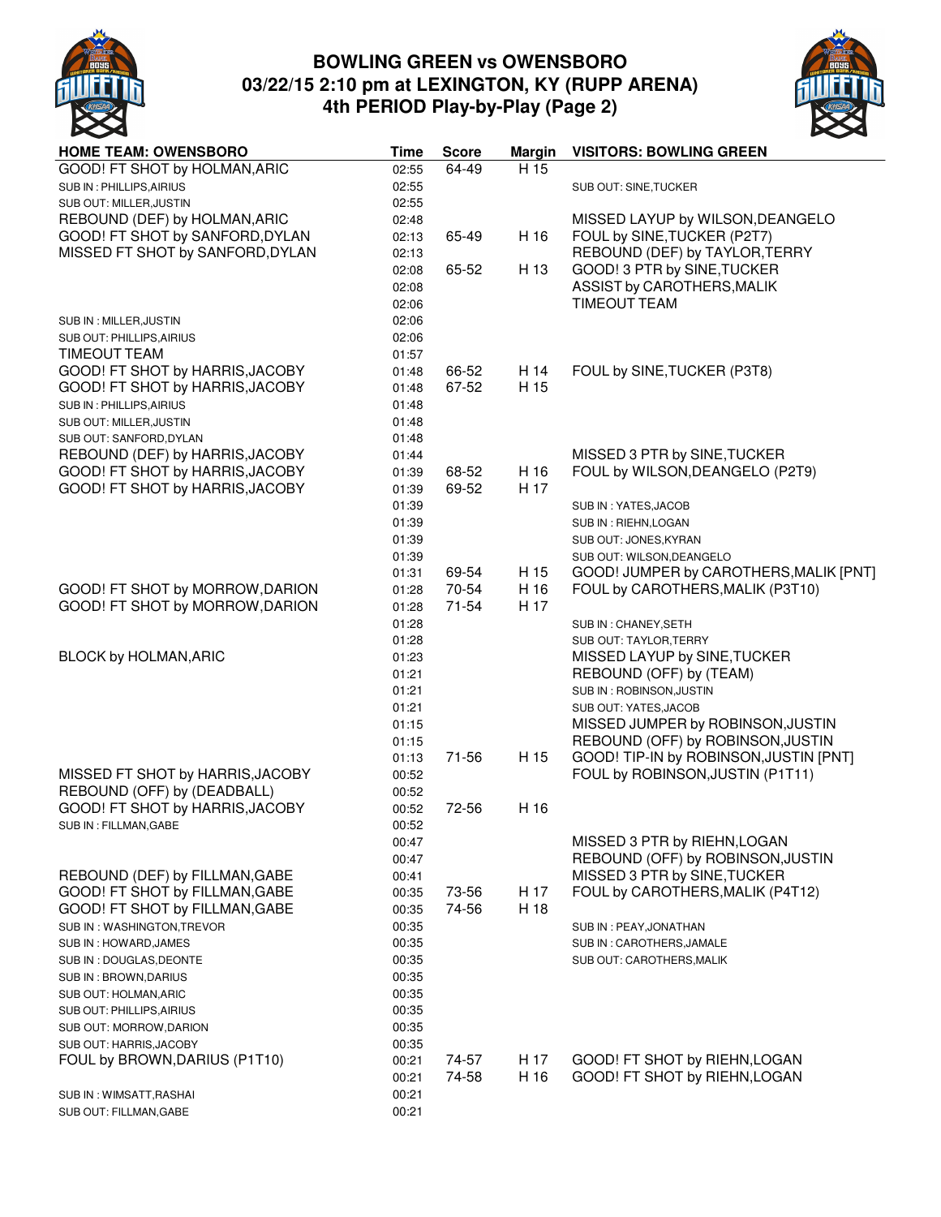# BOWLING GREEN vs OWENSBORO
## 03/22/15 2:10 pm at LEXINGTON, KY (RUPP ARENA)
### 4th PERIOD Play-by-Play (Page 2)

| HOME TEAM: OWENSBORO | Time | Score | Margin | VISITORS: BOWLING GREEN |
|---|---|---|---|---|
| GOOD! FT SHOT by HOLMAN,ARIC | 02:55 | 64-49 | H 15 | |
| SUB IN : PHILLIPS,AIRIUS | 02:55 | | | SUB OUT: SINE,TUCKER |
| SUB OUT: MILLER,JUSTIN | 02:55 | | | |
| REBOUND (DEF) by HOLMAN,ARIC | 02:48 | | | MISSED LAYUP by WILSON,DEANGELO |
| GOOD! FT SHOT by SANFORD,DYLAN | 02:13 | 65-49 | H 16 | FOUL by SINE,TUCKER (P2T7) |
| MISSED FT SHOT by SANFORD,DYLAN | 02:13 | | | REBOUND (DEF) by TAYLOR,TERRY |
| | 02:08 | 65-52 | H 13 | GOOD! 3 PTR by SINE,TUCKER |
| | 02:08 | | | ASSIST by CAROTHERS,MALIK |
| | 02:06 | | | TIMEOUT TEAM |
| SUB IN : MILLER,JUSTIN | 02:06 | | | |
| SUB OUT: PHILLIPS,AIRIUS | 02:06 | | | |
| TIMEOUT TEAM | 01:57 | | | |
| GOOD! FT SHOT by HARRIS,JACOBY | 01:48 | 66-52 | H 14 | FOUL by SINE,TUCKER (P3T8) |
| GOOD! FT SHOT by HARRIS,JACOBY | 01:48 | 67-52 | H 15 | |
| SUB IN : PHILLIPS,AIRIUS | 01:48 | | | |
| SUB OUT: MILLER,JUSTIN | 01:48 | | | |
| SUB OUT: SANFORD,DYLAN | 01:48 | | | |
| REBOUND (DEF) by HARRIS,JACOBY | 01:44 | | | MISSED 3 PTR by SINE,TUCKER |
| GOOD! FT SHOT by HARRIS,JACOBY | 01:39 | 68-52 | H 16 | FOUL by WILSON,DEANGELO (P2T9) |
| GOOD! FT SHOT by HARRIS,JACOBY | 01:39 | 69-52 | H 17 | |
| | 01:39 | | | SUB IN : YATES,JACOB |
| | 01:39 | | | SUB IN : RIEHN,LOGAN |
| | 01:39 | | | SUB OUT: JONES,KYRAN |
| | 01:39 | | | SUB OUT: WILSON,DEANGELO |
| | 01:31 | 69-54 | H 15 | GOOD! JUMPER by CAROTHERS,MALIK [PNT] |
| GOOD! FT SHOT by MORROW,DARION | 01:28 | 70-54 | H 16 | FOUL by CAROTHERS,MALIK (P3T10) |
| GOOD! FT SHOT by MORROW,DARION | 01:28 | 71-54 | H 17 | |
| | 01:28 | | | SUB IN : CHANEY,SETH |
| | 01:28 | | | SUB OUT: TAYLOR,TERRY |
| BLOCK by HOLMAN,ARIC | 01:23 | | | MISSED LAYUP by SINE,TUCKER |
| | 01:21 | | | REBOUND (OFF) by (TEAM) |
| | 01:21 | | | SUB IN : ROBINSON,JUSTIN |
| | 01:21 | | | SUB OUT: YATES,JACOB |
| | 01:15 | | | MISSED JUMPER by ROBINSON,JUSTIN |
| | 01:15 | | | REBOUND (OFF) by ROBINSON,JUSTIN |
| | 01:13 | 71-56 | H 15 | GOOD! TIP-IN by ROBINSON,JUSTIN [PNT] |
| MISSED FT SHOT by HARRIS,JACOBY | 00:52 | | | FOUL by ROBINSON,JUSTIN (P1T11) |
| REBOUND (OFF) by (DEADBALL) | 00:52 | | | |
| GOOD! FT SHOT by HARRIS,JACOBY | 00:52 | 72-56 | H 16 | |
| SUB IN : FILLMAN,GABE | 00:52 | | | |
| | 00:47 | | | MISSED 3 PTR by RIEHN,LOGAN |
| | 00:47 | | | REBOUND (OFF) by ROBINSON,JUSTIN |
| REBOUND (DEF) by FILLMAN,GABE | 00:41 | | | MISSED 3 PTR by SINE,TUCKER |
| GOOD! FT SHOT by FILLMAN,GABE | 00:35 | 73-56 | H 17 | FOUL by CAROTHERS,MALIK (P4T12) |
| GOOD! FT SHOT by FILLMAN,GABE | 00:35 | 74-56 | H 18 | |
| SUB IN : WASHINGTON,TREVOR | 00:35 | | | SUB IN : PEAY,JONATHAN |
| SUB IN : HOWARD,JAMES | 00:35 | | | SUB IN : CAROTHERS,JAMALE |
| SUB IN : DOUGLAS,DEONTE | 00:35 | | | SUB OUT: CAROTHERS,MALIK |
| SUB IN : BROWN,DARIUS | 00:35 | | | |
| SUB OUT: HOLMAN,ARIC | 00:35 | | | |
| SUB OUT: PHILLIPS,AIRIUS | 00:35 | | | |
| SUB OUT: MORROW,DARION | 00:35 | | | |
| SUB OUT: HARRIS,JACOBY | 00:35 | | | |
| FOUL by BROWN,DARIUS (P1T10) | 00:21 | 74-57 | H 17 | GOOD! FT SHOT by RIEHN,LOGAN |
| | 00:21 | 74-58 | H 16 | GOOD! FT SHOT by RIEHN,LOGAN |
| SUB IN : WIMSATT,RASHAI | 00:21 | | | |
| SUB OUT: FILLMAN,GABE | 00:21 | | | |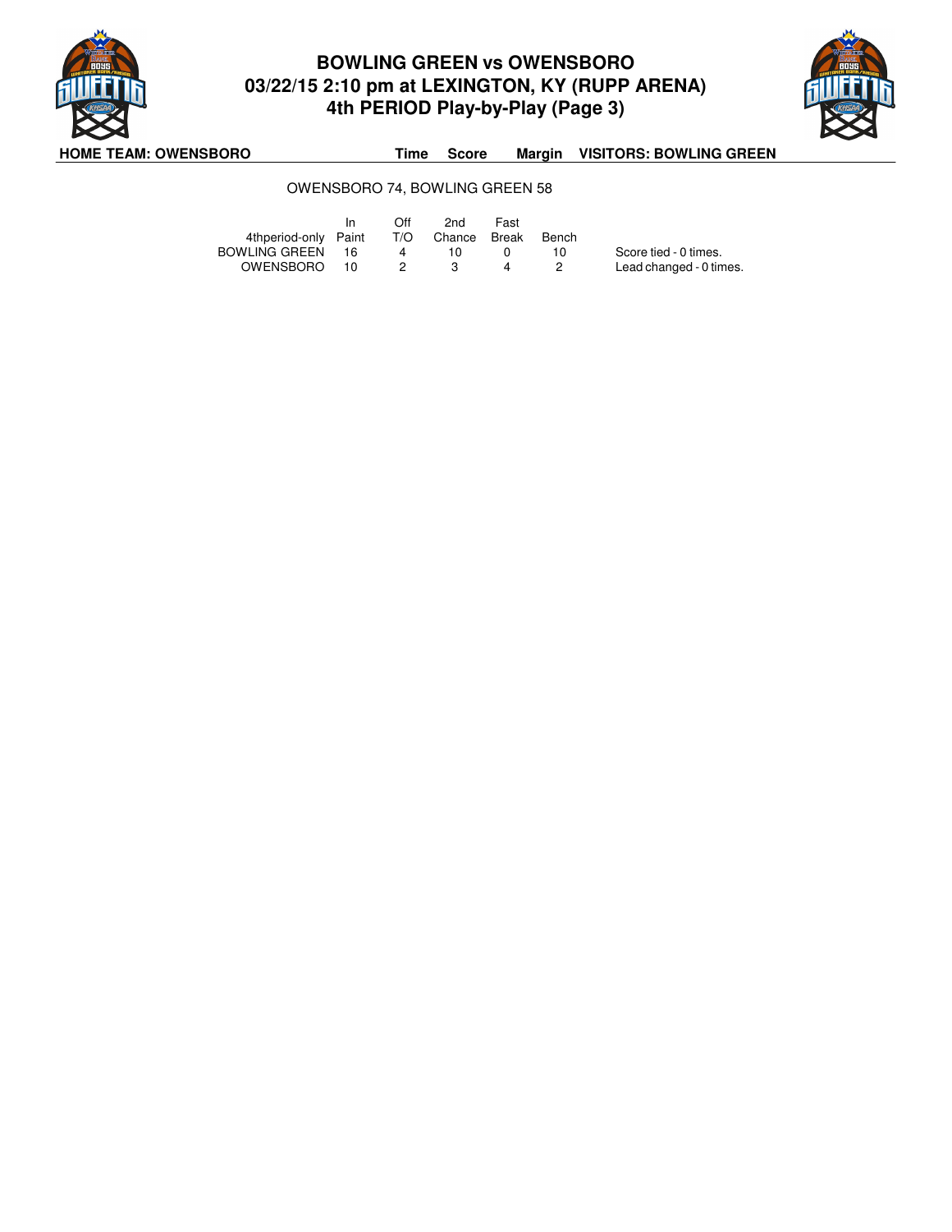# BOWLING GREEN vs OWENSBORO
## 03/22/15 2:10 pm at LEXINGTON, KY (RUPP ARENA)
## 4th PERIOD Play-by-Play (Page 3)

**HOME TEAM: OWENSBORO** **Time** **Score** **Margin** **VISITORS: BOWLING GREEN**

OWENSBORO 74, BOWLING GREEN 58

| 4thperiod-only | In Paint | Off T/O | 2nd Chance | Fast Break | Bench | |
|---|---|---|---|---|---|---|
| BOWLING GREEN | 16 | 4 | 10 | 0 | 10 | Score tied - 0 times. |
| OWENSBORO | 10 | 2 | 3 | 4 | 2 | Lead changed - 0 times. |